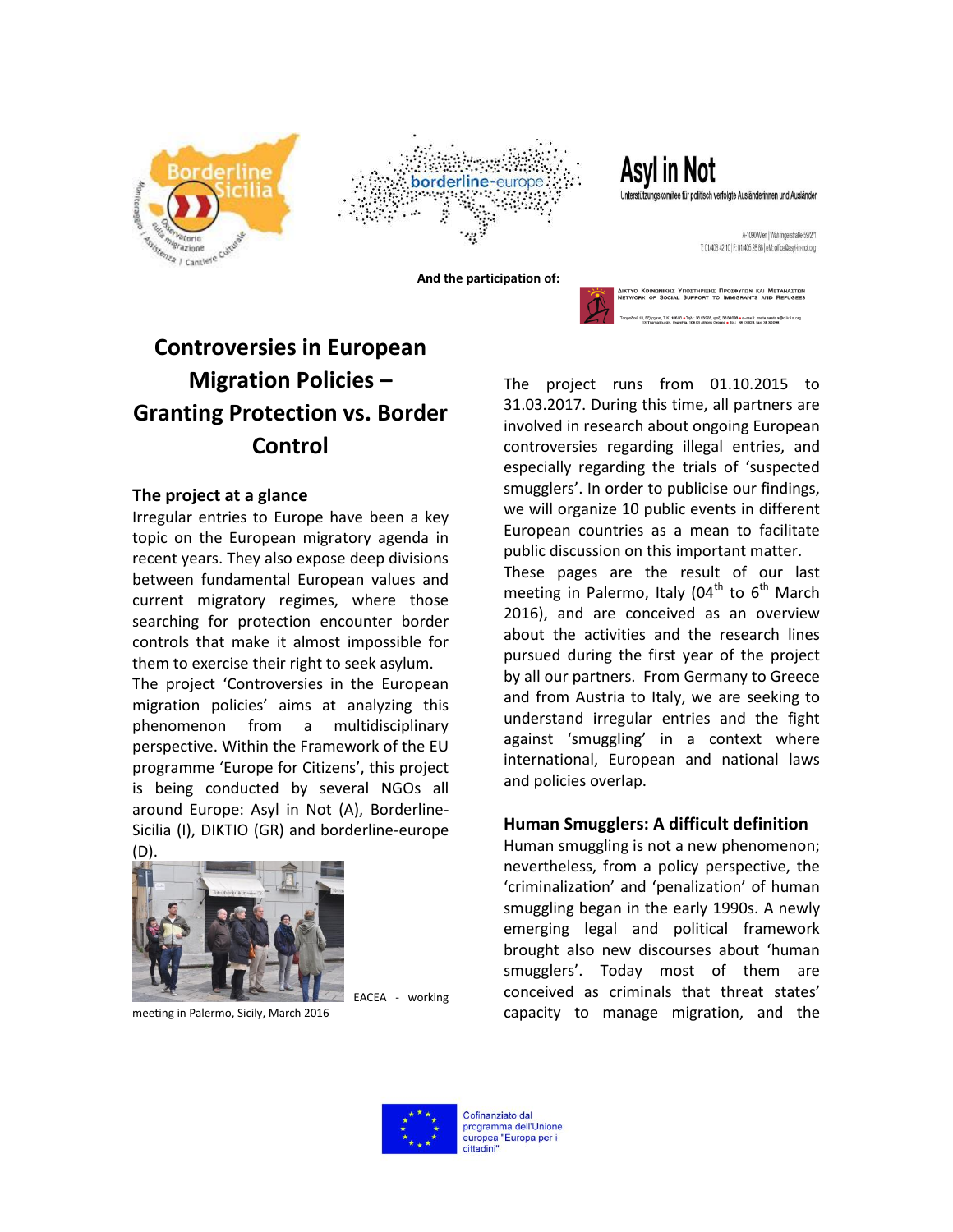And the participation of:

# Controversies in European Migration Policies – Granting Protection vs. Border Control

## The project at a glance

Irregular entries to Europe have been a key topic on the European migratory agenda in recent years. They also expose deep divisions between fundamental European values and current migratory regimes, where those searching for protection encounter border controls that make it almost impossible for them to exercise their right to seek asylum.

The project 'Controversies in the European migration policies' aims at analyzing this phenomenon from a multidisciplinary perspective. Within the Framework of the EU programme 'Europe for Citizens', this project is being conducted by several NGOs all around Europe: Asyl in Not (A), Borderline-Sicilia (I), DIKTIO (GR) and borderline-europe (D).

EACEA - working meeting in Palermo, Sicily, March 2016

The project runs from 01.10.2015 to 31.03.2017. During this time, all partners are involved in research about ongoing European controversies regarding illegal entries, and especially regarding the trials of 'suspected smugglers'. In order to publicise our findings, we will organize 10 public events in different European countries as a mean to facilitate public discussion on this important matter.

These pages are the result of our last meeting in Palermo, Italy (04th to 6th March 2016), and are conceived as an overview about the activities and the research lines pursued during the first year of the project by all our partners. From Germany to Greece and from Austria to Italy, we are seeking to understand irregular entries and the fight against 'smuggling' in a context where international, European and national laws and policies overlap.

## Human Smugglers: A difficult definition

Human smuggling is not a new phenomenon; nevertheless, from a policy perspective, the 'criminalization' and 'penalization' of human smuggling began in the early 1990s. A newly emerging legal and political framework brought also new discourses about 'human smugglers'. Today most of them are conceived as criminals that threat states' capacity to manage migration, and the

Cofinanziato dal programma dell'Unione europea "Europa per i cittadini"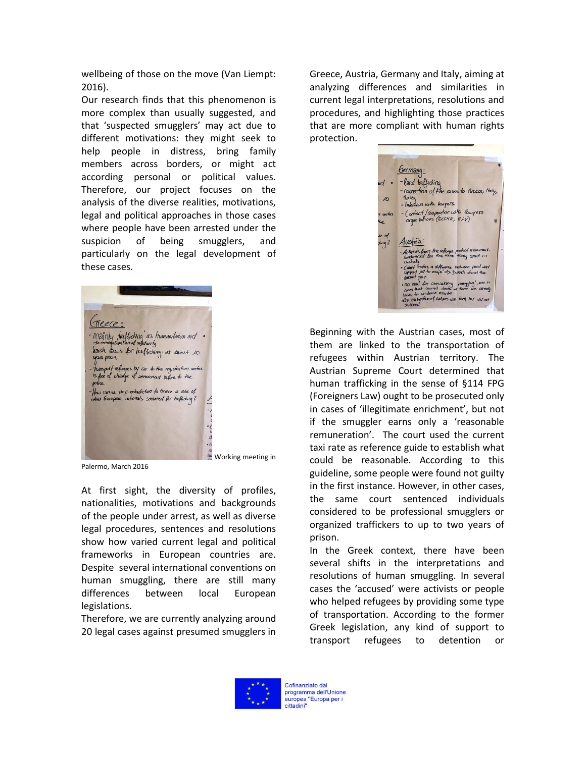wellbeing of those on the move (Van Liempt: 2016).

Our research finds that this phenomenon is more complex than usually suggested, and that 'suspected smugglers' may act due to different motivations: they might seek to help people in distress, bring family members across borders, or might act according personal or political values. Therefore, our project focuses on the analysis of the diverse realities, motivations, legal and political approaches in those cases where people have been arrested under the suspicion of being smugglers, and particularly on the legal development of these cases.

Working meeting in Palermo, March 2016

At first sight, the diversity of profiles, nationalities, motivations and backgrounds of the people under arrest, as well as diverse legal procedures, sentences and resolutions show how varied current legal and political frameworks in European countries are. Despite several international conventions on human smuggling, there are still many differences between local European legislations.

Therefore, we are currently analyzing around 20 legal cases against presumed smugglers in Greece, Austria, Germany and Italy, aiming at analyzing differences and similarities in current legal interpretations, resolutions and procedures, and highlighting those practices that are more compliant with human rights protection.

Beginning with the Austrian cases, most of them are linked to the transportation of refugees within Austrian territory. The Austrian Supreme Court determined that human trafficking in the sense of §114 FPG (Foreigners Law) ought to be prosecuted only in cases of 'illegitimate enrichment', but not if the smuggler earns only a 'reasonable remuneration'. The court used the current taxi rate as reference guide to establish what could be reasonable. According to this guideline, some people were found not guilty in the first instance. However, in other cases, the same court sentenced individuals considered to be professional smugglers or organized traffickers to up to two years of prison.

In the Greek context, there have been several shifts in the interpretations and resolutions of human smuggling. In several cases the 'accused' were activists or people who helped refugees by providing some type of transportation. According to the former Greek legislation, any kind of support to transport refugees to detention or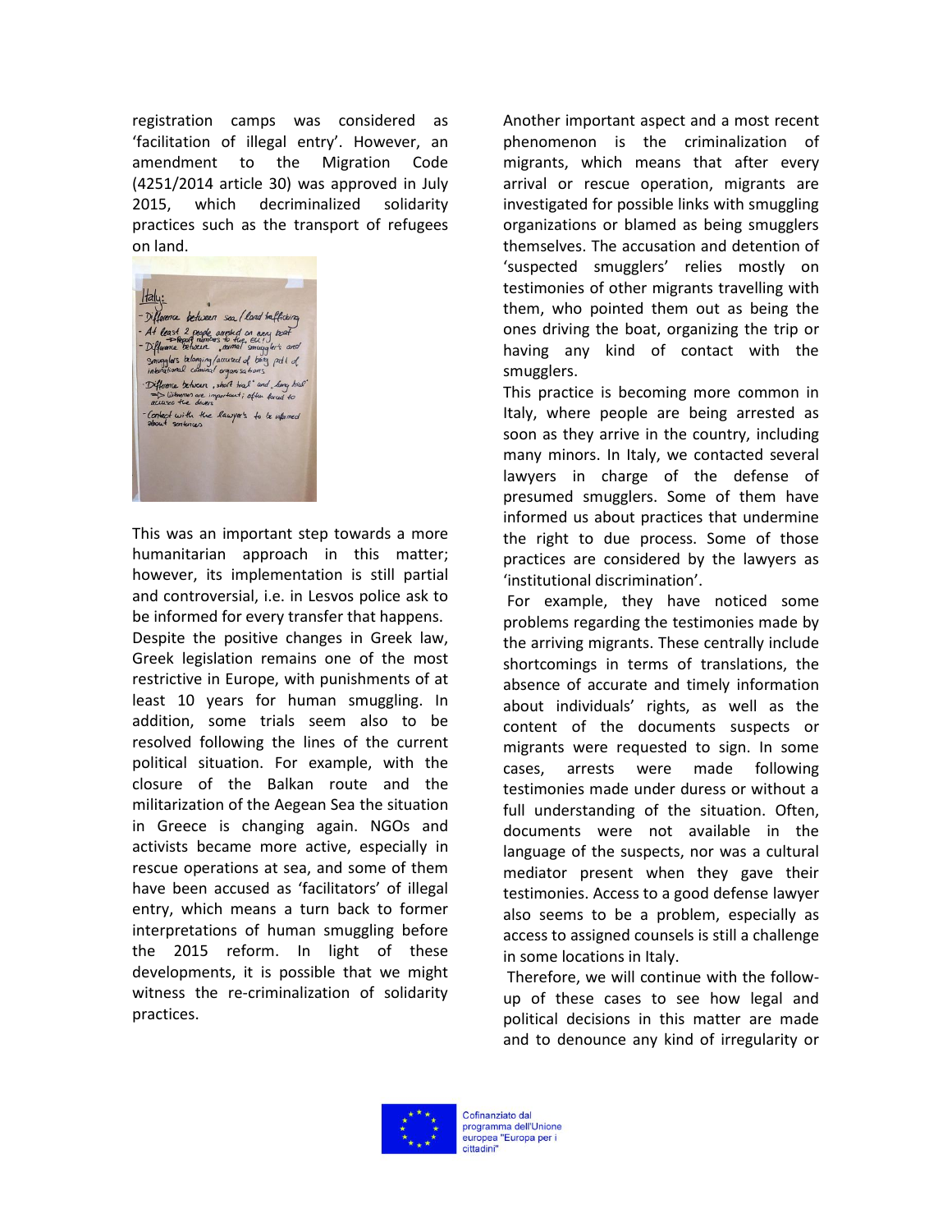registration camps was considered as 'facilitation of illegal entry'. However, an amendment to the Migration Code (4251/2014 article 30) was approved in July 2015, which decriminalized solidarity practices such as the transport of refugees on land.

This was an important step towards a more humanitarian approach in this matter; however, its implementation is still partial and controversial, i.e. in Lesvos police ask to be informed for every transfer that happens. Despite the positive changes in Greek law, Greek legislation remains one of the most restrictive in Europe, with punishments of at least 10 years for human smuggling. In addition, some trials seem also to be resolved following the lines of the current political situation. For example, with the closure of the Balkan route and the militarization of the Aegean Sea the situation in Greece is changing again. NGOs and activists became more active, especially in rescue operations at sea, and some of them have been accused as 'facilitators' of illegal entry, which means a turn back to former interpretations of human smuggling before the 2015 reform. In light of these developments, it is possible that we might witness the re-criminalization of solidarity practices.

Another important aspect and a most recent phenomenon is the criminalization of migrants, which means that after every arrival or rescue operation, migrants are investigated for possible links with smuggling organizations or blamed as being smugglers themselves. The accusation and detention of 'suspected smugglers' relies mostly on testimonies of other migrants travelling with them, who pointed them out as being the ones driving the boat, organizing the trip or having any kind of contact with the smugglers.

This practice is becoming more common in Italy, where people are being arrested as soon as they arrive in the country, including many minors. In Italy, we contacted several lawyers in charge of the defense of presumed smugglers. Some of them have informed us about practices that undermine the right to due process. Some of those practices are considered by the lawyers as 'institutional discrimination'.

For example, they have noticed some problems regarding the testimonies made by the arriving migrants. These centrally include shortcomings in terms of translations, the absence of accurate and timely information about individuals' rights, as well as the content of the documents suspects or migrants were requested to sign. In some cases, arrests were made following testimonies made under duress or without a full understanding of the situation. Often, documents were not available in the language of the suspects, nor was a cultural mediator present when they gave their testimonies. Access to a good defense lawyer also seems to be a problem, especially as access to assigned counsels is still a challenge in some locations in Italy.

Therefore, we will continue with the follow-up of these cases to see how legal and political decisions in this matter are made and to denounce any kind of irregularity or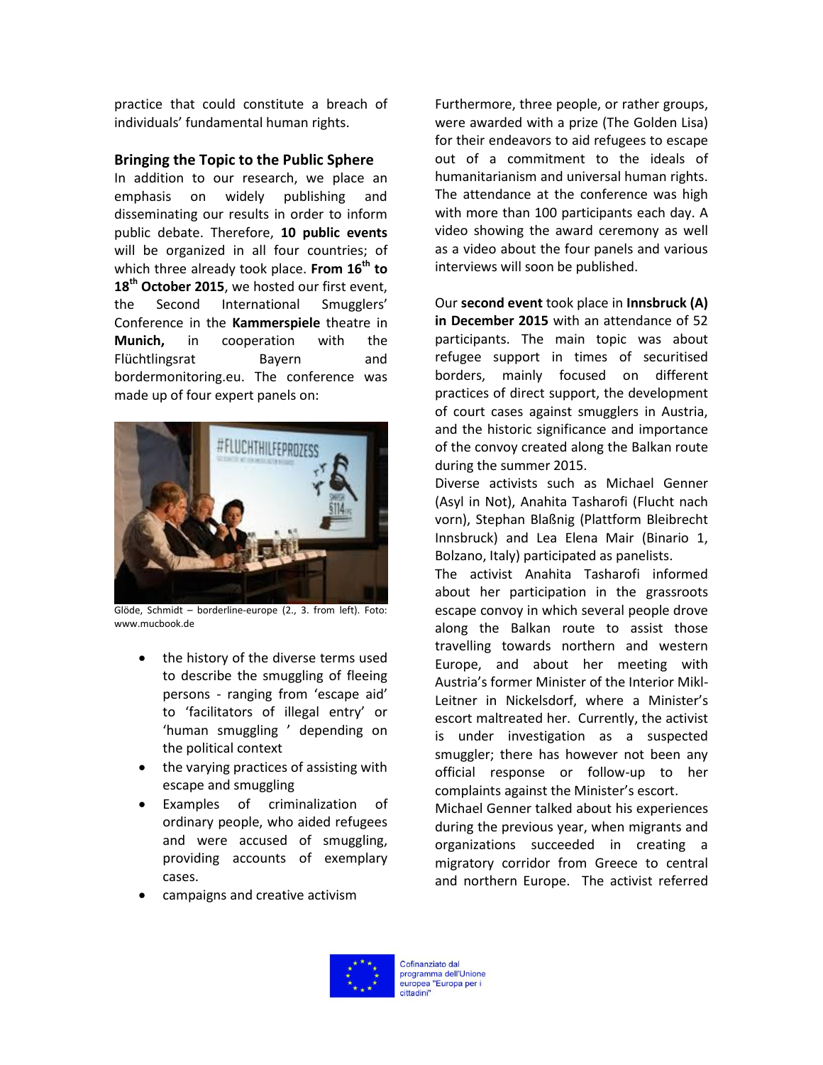practice that could constitute a breach of individuals' fundamental human rights.

## Bringing the Topic to the Public Sphere

In addition to our research, we place an emphasis on widely publishing and disseminating our results in order to inform public debate. Therefore, **10 public events** will be organized in all four countries; of which three already took place. **From 16th to 18th October 2015**, we hosted our first event, the Second International Smugglers' Conference in the **Kammerspiele** theatre in **Munich,** in cooperation with the Flüchtlingsrat Bayern and bordermonitoring.eu. The conference was made up of four expert panels on:

Glöde, Schmidt – borderline-europe (2., 3. from left). Foto: www.mucbook.de

- the history of the diverse terms used to describe the smuggling of fleeing persons - ranging from 'escape aid' to 'facilitators of illegal entry' or 'human smuggling ' depending on the political context
- the varying practices of assisting with escape and smuggling
- Examples of criminalization of ordinary people, who aided refugees and were accused of smuggling, providing accounts of exemplary cases.
- campaigns and creative activism

Furthermore, three people, or rather groups, were awarded with a prize (The Golden Lisa) for their endeavors to aid refugees to escape out of a commitment to the ideals of humanitarianism and universal human rights. The attendance at the conference was high with more than 100 participants each day. A video showing the award ceremony as well as a video about the four panels and various interviews will soon be published.

Our **second event** took place in **Innsbruck (A) in December 2015** with an attendance of 52 participants. The main topic was about refugee support in times of securitised borders, mainly focused on different practices of direct support, the development of court cases against smugglers in Austria, and the historic significance and importance of the convoy created along the Balkan route during the summer 2015.

Diverse activists such as Michael Genner (Asyl in Not), Anahita Tasharofi (Flucht nach vorn), Stephan Blaßnig (Plattform Bleibrecht Innsbruck) and Lea Elena Mair (Binario 1, Bolzano, Italy) participated as panelists.

The activist Anahita Tasharofi informed about her participation in the grassroots escape convoy in which several people drove along the Balkan route to assist those travelling towards northern and western Europe, and about her meeting with Austria's former Minister of the Interior Mikl-Leitner in Nickelsdorf, where a Minister's escort maltreated her. Currently, the activist is under investigation as a suspected smuggler; there has however not been any official response or follow-up to her complaints against the Minister's escort.

Michael Genner talked about his experiences during the previous year, when migrants and organizations succeeded in creating a migratory corridor from Greece to central and northern Europe. The activist referred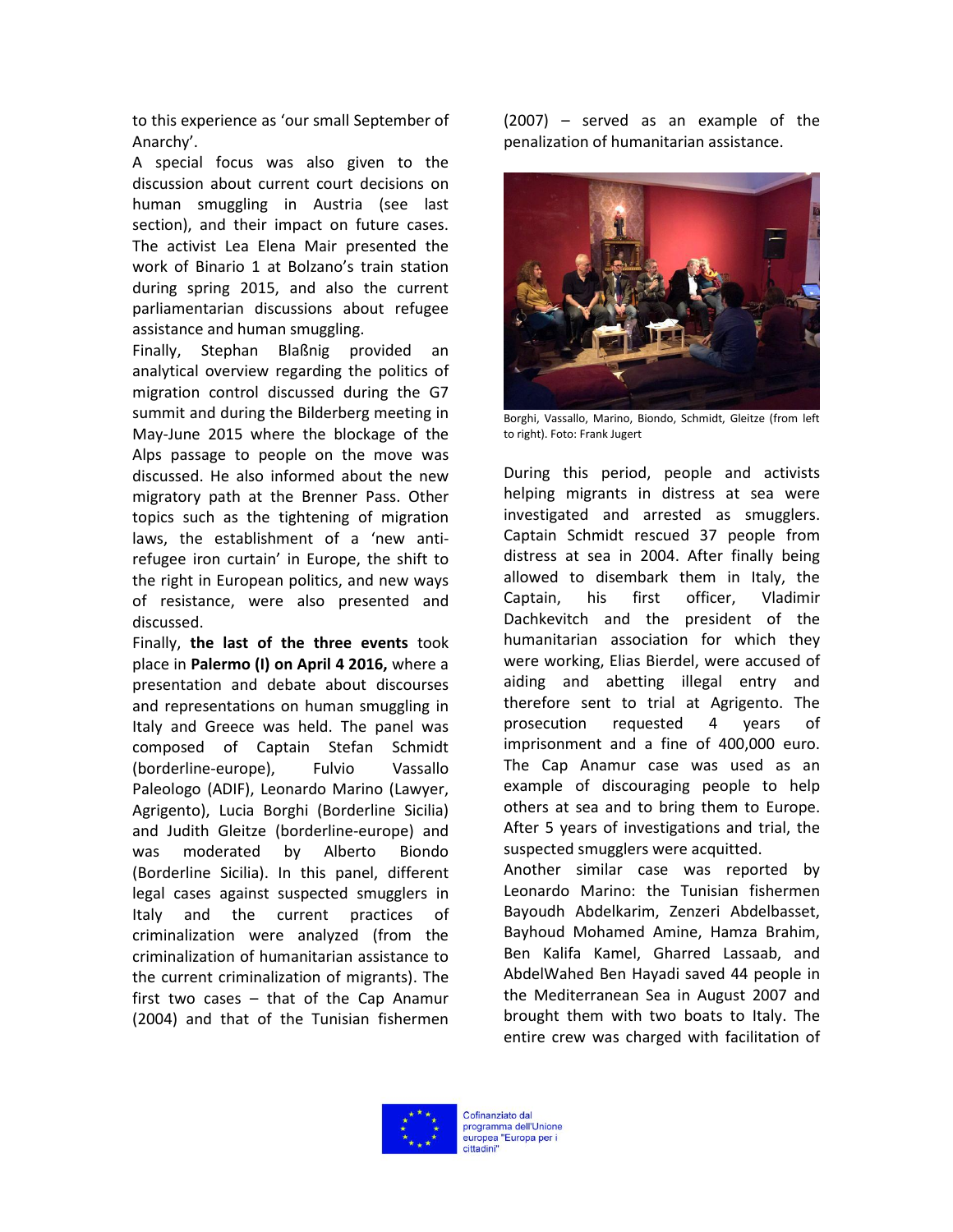to this experience as 'our small September of Anarchy'.

A special focus was also given to the discussion about current court decisions on human smuggling in Austria (see last section), and their impact on future cases. The activist Lea Elena Mair presented the work of Binario 1 at Bolzano's train station during spring 2015, and also the current parliamentarian discussions about refugee assistance and human smuggling.

Finally, Stephan Blaßnig provided an analytical overview regarding the politics of migration control discussed during the G7 summit and during the Bilderberg meeting in May-June 2015 where the blockage of the Alps passage to people on the move was discussed. He also informed about the new migratory path at the Brenner Pass. Other topics such as the tightening of migration laws, the establishment of a 'new anti-refugee iron curtain' in Europe, the shift to the right in European politics, and new ways of resistance, were also presented and discussed.

Finally, **the last of the three events** took place in **Palermo (I) on April 4 2016,** where a presentation and debate about discourses and representations on human smuggling in Italy and Greece was held. The panel was composed of Captain Stefan Schmidt (borderline-europe), Fulvio Vassallo Paleologo (ADIF), Leonardo Marino (Lawyer, Agrigento), Lucia Borghi (Borderline Sicilia) and Judith Gleitze (borderline-europe) and was moderated by Alberto Biondo (Borderline Sicilia). In this panel, different legal cases against suspected smugglers in Italy and the current practices of criminalization were analyzed (from the criminalization of humanitarian assistance to the current criminalization of migrants). The first two cases – that of the Cap Anamur (2004) and that of the Tunisian fishermen (2007) – served as an example of the penalization of humanitarian assistance.

Borghi, Vassallo, Marino, Biondo, Schmidt, Gleitze (from left to right). Foto: Frank Jugert

During this period, people and activists helping migrants in distress at sea were investigated and arrested as smugglers. Captain Schmidt rescued 37 people from distress at sea in 2004. After finally being allowed to disembark them in Italy, the Captain, his first officer, Vladimir Dachkevitch and the president of the humanitarian association for which they were working, Elias Bierdel, were accused of aiding and abetting illegal entry and therefore sent to trial at Agrigento. The prosecution requested 4 years of imprisonment and a fine of 400,000 euro. The Cap Anamur case was used as an example of discouraging people to help others at sea and to bring them to Europe. After 5 years of investigations and trial, the suspected smugglers were acquitted.

Another similar case was reported by Leonardo Marino: the Tunisian fishermen Bayoudh Abdelkarim, Zenzeri Abdelbasset, Bayhoud Mohamed Amine, Hamza Brahim, Ben Kalifa Kamel, Gharred Lassaab, and AbdelWahed Ben Hayadi saved 44 people in the Mediterranean Sea in August 2007 and brought them with two boats to Italy. The entire crew was charged with facilitation of

Cofinanziato dal programma dell'Unione europea "Europa per i cittadini"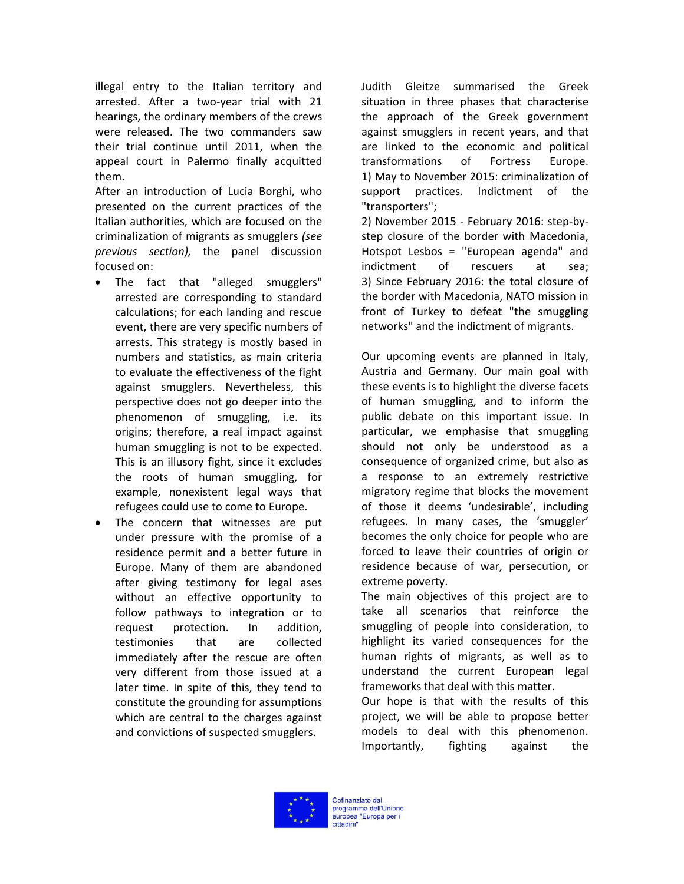illegal entry to the Italian territory and arrested. After a two-year trial with 21 hearings, the ordinary members of the crews were released. The two commanders saw their trial continue until 2011, when the appeal court in Palermo finally acquitted them.

After an introduction of Lucia Borghi, who presented on the current practices of the Italian authorities, which are focused on the criminalization of migrants as smugglers *(see previous section),* the panel discussion focused on:

- The fact that "alleged smugglers" arrested are corresponding to standard calculations; for each landing and rescue event, there are very specific numbers of arrests. This strategy is mostly based in numbers and statistics, as main criteria to evaluate the effectiveness of the fight against smugglers. Nevertheless, this perspective does not go deeper into the phenomenon of smuggling, i.e. its origins; therefore, a real impact against human smuggling is not to be expected. This is an illusory fight, since it excludes the roots of human smuggling, for example, nonexistent legal ways that refugees could use to come to Europe.
- The concern that witnesses are put under pressure with the promise of a residence permit and a better future in Europe. Many of them are abandoned after giving testimony for legal ases without an effective opportunity to follow pathways to integration or to request protection. In addition, testimonies that are collected immediately after the rescue are often very different from those issued at a later time. In spite of this, they tend to constitute the grounding for assumptions which are central to the charges against and convictions of suspected smugglers.

Judith Gleitze summarised the Greek situation in three phases that characterise the approach of the Greek government against smugglers in recent years, and that are linked to the economic and political transformations of Fortress Europe.
1) May to November 2015: criminalization of support practices. Indictment of the "transporters";
2) November 2015 - February 2016: step-by-step closure of the border with Macedonia, Hotspot Lesbos = "European agenda" and indictment of rescuers at sea;
3) Since February 2016: the total closure of the border with Macedonia, NATO mission in front of Turkey to defeat "the smuggling networks" and the indictment of migrants.

Our upcoming events are planned in Italy, Austria and Germany. Our main goal with these events is to highlight the diverse facets of human smuggling, and to inform the public debate on this important issue. In particular, we emphasise that smuggling should not only be understood as a consequence of organized crime, but also as a response to an extremely restrictive migratory regime that blocks the movement of those it deems 'undesirable', including refugees. In many cases, the 'smuggler' becomes the only choice for people who are forced to leave their countries of origin or residence because of war, persecution, or extreme poverty.

The main objectives of this project are to take all scenarios that reinforce the smuggling of people into consideration, to highlight its varied consequences for the human rights of migrants, as well as to understand the current European legal frameworks that deal with this matter.

Our hope is that with the results of this project, we will be able to propose better models to deal with this phenomenon. Importantly, fighting against the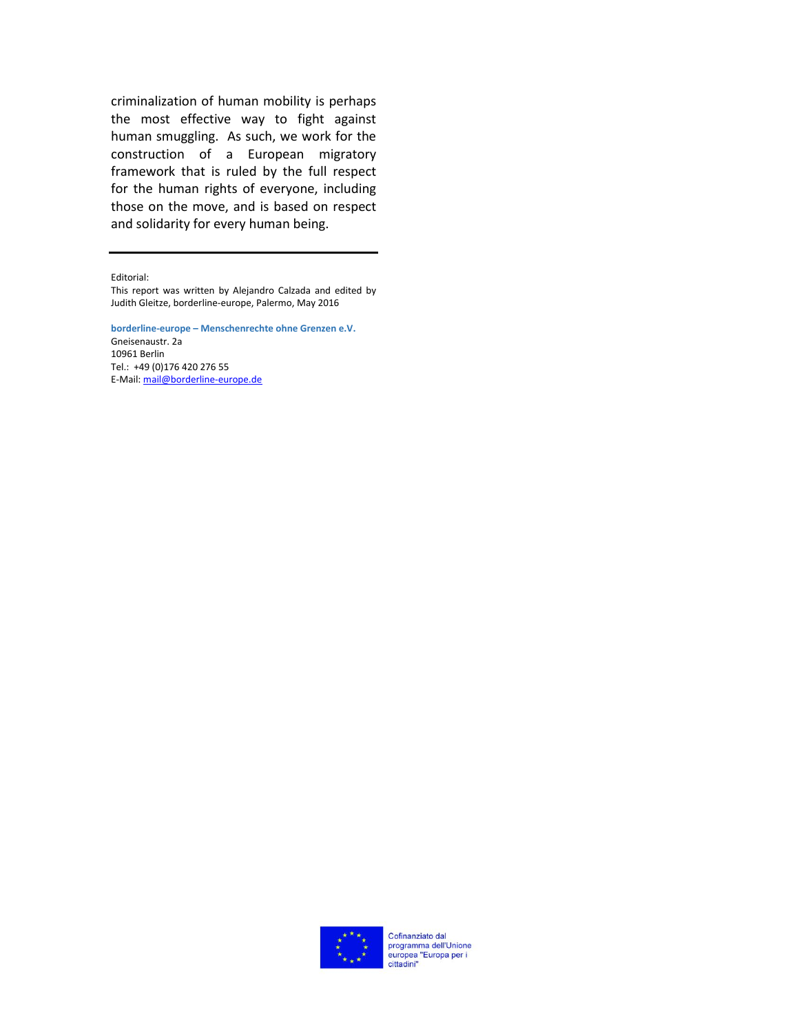criminalization of human mobility is perhaps the most effective way to fight against human smuggling. As such, we work for the construction of a European migratory framework that is ruled by the full respect for the human rights of everyone, including those on the move, and is based on respect and solidarity for every human being.

---

Editorial:
This report was written by Alejandro Calzada and edited by Judith Gleitze, borderline-europe, Palermo, May 2016

**borderline-europe – Menschenrechte ohne Grenzen e.V.**
Gneisenaustr. 2a
10961 Berlin
Tel.: +49 (0)176 420 276 55
E-Mail: mail@borderline-europe.de

Cofinanziato dal programma dell'Unione europea "Europa per i cittadini"